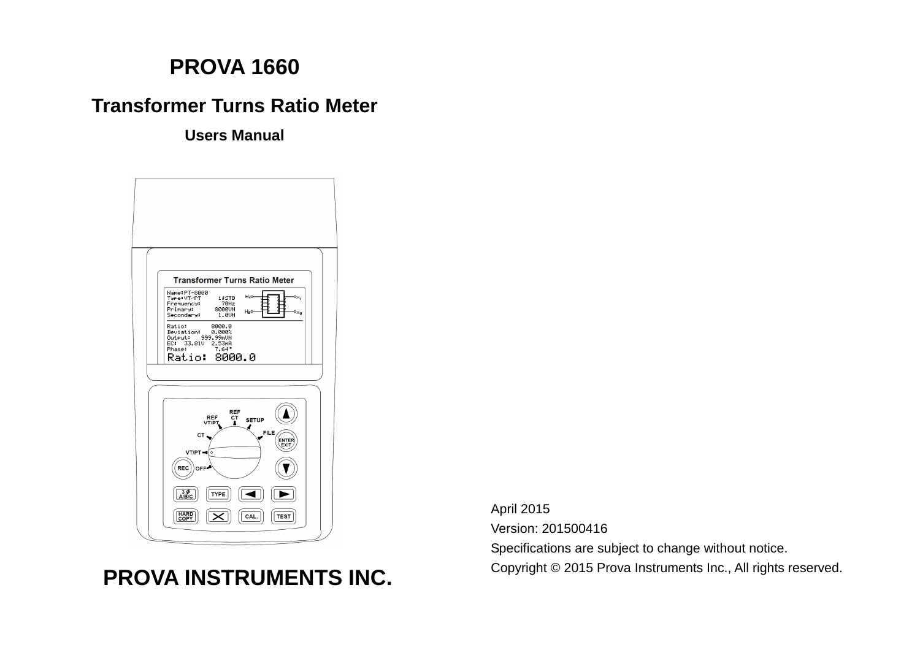# PROVA 1660

## Transformer Turns Ratio Meter

### Users Manual

# PROVA INSTRUMENTS INC.

April 2015

Version: 201500416

Specifications are subject to change without notice.

Copyright © 2015 Prova Instruments Inc., All rights reserved.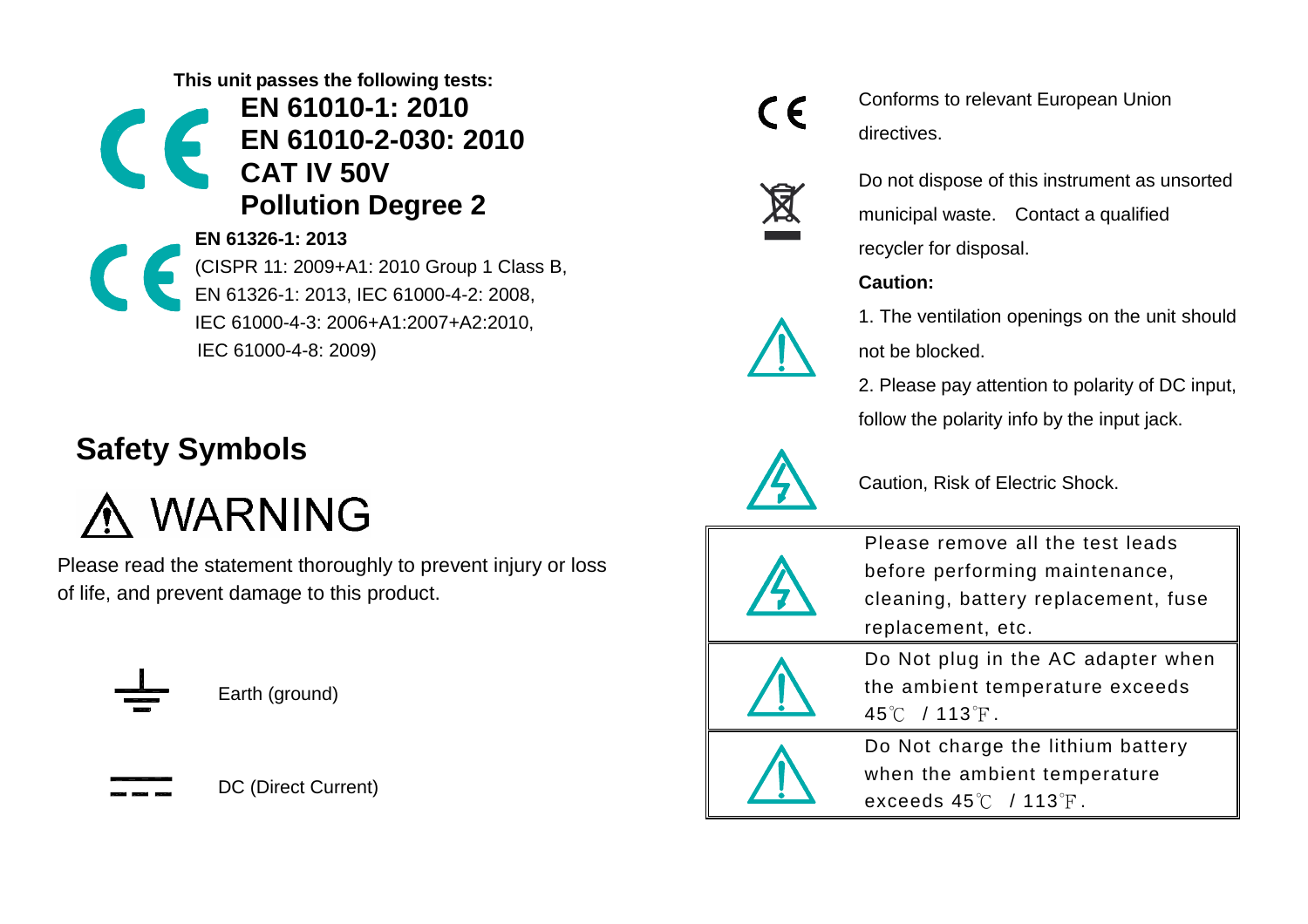**This unit passes the following tests:**

**EN 61010-1: 2010**
**EN 61010-2-030: 2010**
**CAT IV 50V**
**Pollution Degree 2**

**EN 61326-1: 2013**
(CISPR 11: 2009+A1: 2010 Group 1 Class B,
EN 61326-1: 2013, IEC 61000-4-2: 2008,
IEC 61000-4-3: 2006+A1:2007+A2:2010,
IEC 61000-4-8: 2009)

## Safety Symbols

# WARNING

Please read the statement thoroughly to prevent injury or loss of life, and prevent damage to this product.

Earth (ground)

DC (Direct Current)

Conforms to relevant European Union directives.

Do not dispose of this instrument as unsorted municipal waste. Contact a qualified recycler for disposal.

**Caution:**

1. The ventilation openings on the unit should not be blocked.
2. Please pay attention to polarity of DC input, follow the polarity info by the input jack.

Caution, Risk of Electric Shock.

| | |
|---|---|
| | Please remove all the test leads before performing maintenance, cleaning, battery replacement, fuse replacement, etc. |
| | Do Not plug in the AC adapter when the ambient temperature exceeds 45℃ / 113℉. |
| | Do Not charge the lithium battery when the ambient temperature exceeds 45℃ / 113℉. |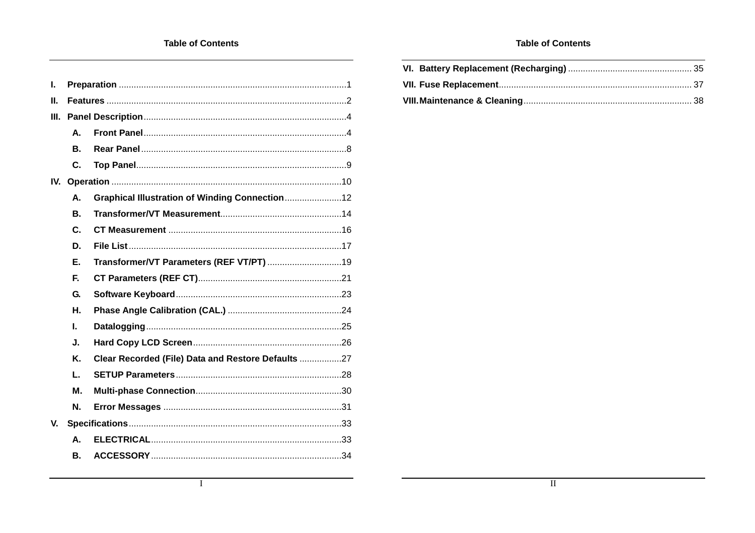# Table of Contents

- **I. Preparation** ........ 1
- **II. Features** ........ 2
- **III. Panel Description** ........ 4
  - **A. Front Panel** ........ 4
  - **B. Rear Panel** ........ 8
  - **C. Top Panel** ........ 9
- **IV. Operation** ........ 10
  - **A. Graphical Illustration of Winding Connection** ........ 12
  - **B. Transformer/VT Measurement** ........ 14
  - **C. CT Measurement** ........ 16
  - **D. File List** ........ 17
  - **E. Transformer/VT Parameters (REF VT/PT)** ........ 19
  - **F. CT Parameters (REF CT)** ........ 21
  - **G. Software Keyboard** ........ 23
  - **H. Phase Angle Calibration (CAL.)** ........ 24
  - **I. Datalogging** ........ 25
  - **J. Hard Copy LCD Screen** ........ 26
  - **K. Clear Recorded (File) Data and Restore Defaults** ........ 27
  - **L. SETUP Parameters** ........ 28
  - **M. Multi-phase Connection** ........ 30
  - **N. Error Messages** ........ 31
- **V. Specifications** ........ 33
  - **A. ELECTRICAL** ........ 33
  - **B. ACCESSORY** ........ 34
- **VI. Battery Replacement (Recharging)** ........ 35
- **VII. Fuse Replacement** ........ 37
- **VIII. Maintenance & Cleaning** ........ 38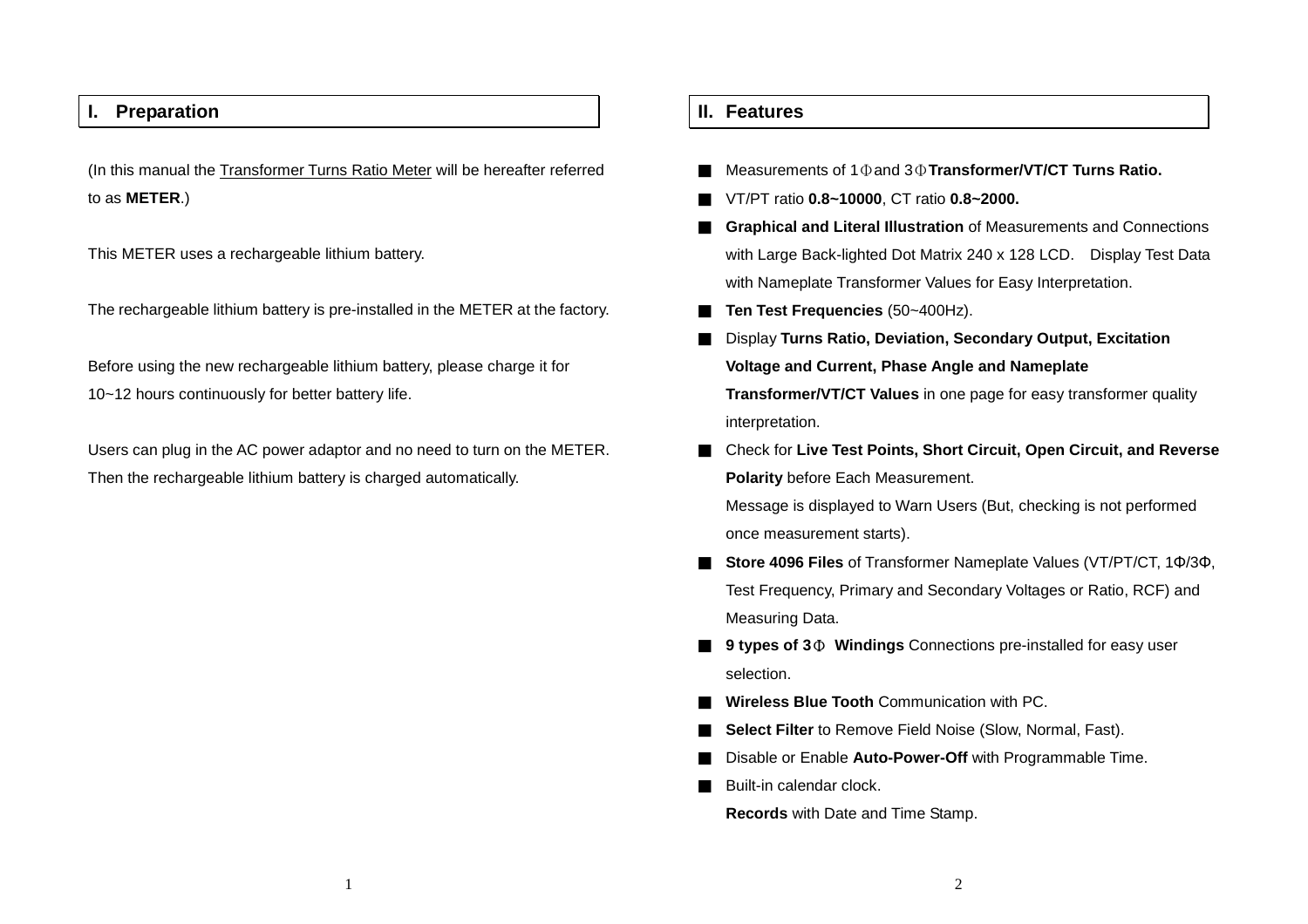## I. Preparation

(In this manual the Transformer Turns Ratio Meter will be hereafter referred to as **METER**.)

This METER uses a rechargeable lithium battery.

The rechargeable lithium battery is pre-installed in the METER at the factory.

Before using the new rechargeable lithium battery, please charge it for 10~12 hours continuously for better battery life.

Users can plug in the AC power adaptor and no need to turn on the METER. Then the rechargeable lithium battery is charged automatically.

## II. Features

- Measurements of 1Φ and 3Φ **Transformer/VT/CT Turns Ratio.**
- VT/PT ratio **0.8~10000**, CT ratio **0.8~2000.**
- **Graphical and Literal Illustration** of Measurements and Connections with Large Back-lighted Dot Matrix 240 x 128 LCD. Display Test Data with Nameplate Transformer Values for Easy Interpretation.
- **Ten Test Frequencies** (50~400Hz).
- Display **Turns Ratio, Deviation, Secondary Output, Excitation Voltage and Current, Phase Angle and Nameplate Transformer/VT/CT Values** in one page for easy transformer quality interpretation.
- Check for **Live Test Points, Short Circuit, Open Circuit, and Reverse Polarity** before Each Measurement.
  Message is displayed to Warn Users (But, checking is not performed once measurement starts).
- **Store 4096 Files** of Transformer Nameplate Values (VT/PT/CT, 1Φ/3Φ, Test Frequency, Primary and Secondary Voltages or Ratio, RCF) and Measuring Data.
- **9 types of 3Φ Windings** Connections pre-installed for easy user selection.
- **Wireless Blue Tooth** Communication with PC.
- **Select Filter** to Remove Field Noise (Slow, Normal, Fast).
- Disable or Enable **Auto-Power-Off** with Programmable Time.
- Built-in calendar clock.
  **Records** with Date and Time Stamp.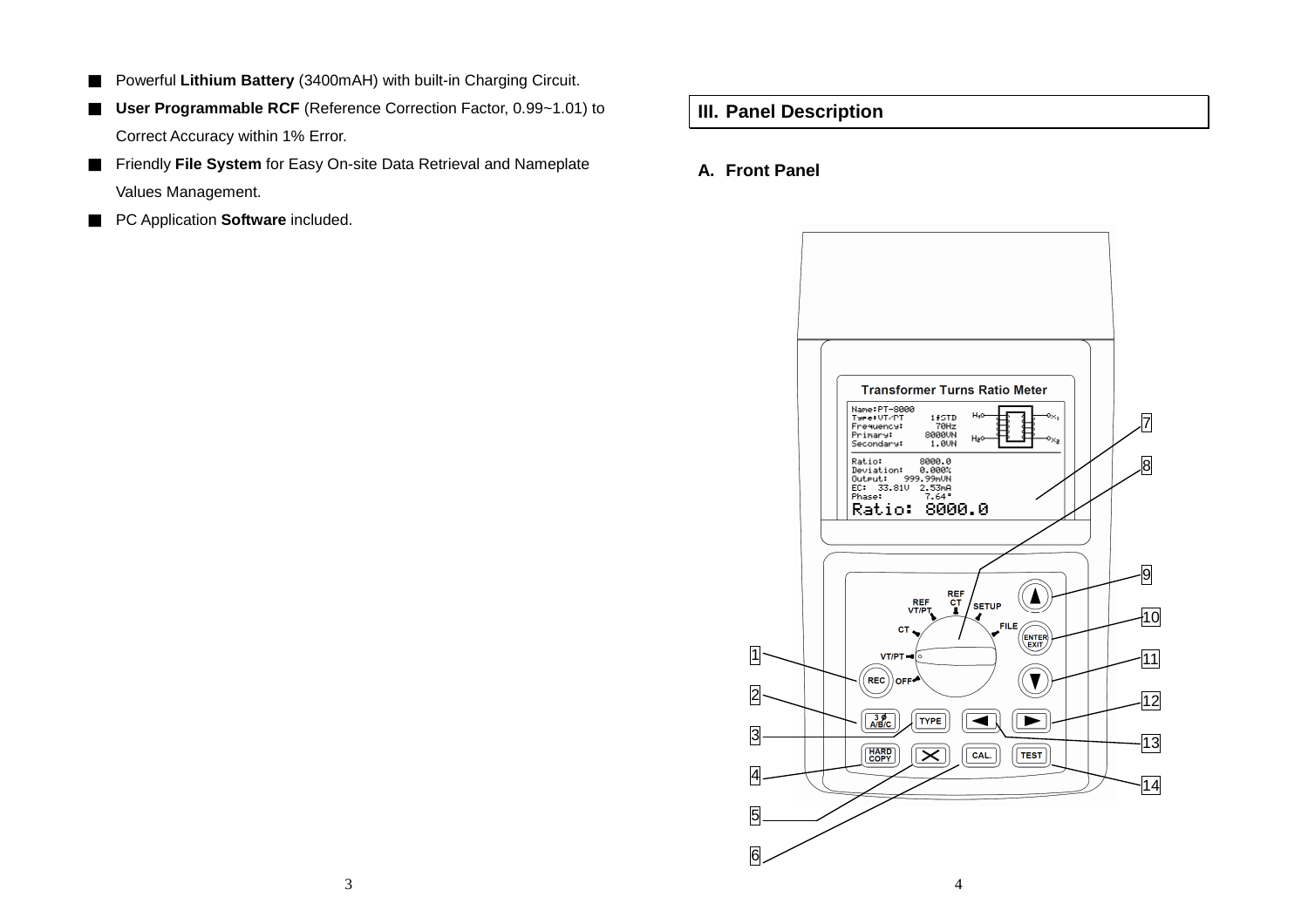- Powerful **Lithium Battery** (3400mAH) with built-in Charging Circuit.
- **User Programmable RCF** (Reference Correction Factor, 0.99~1.01) to Correct Accuracy within 1% Error.
- Friendly **File System** for Easy On-site Data Retrieval and Nameplate Values Management.
- PC Application **Software** included.

## III. Panel Description

### A. Front Panel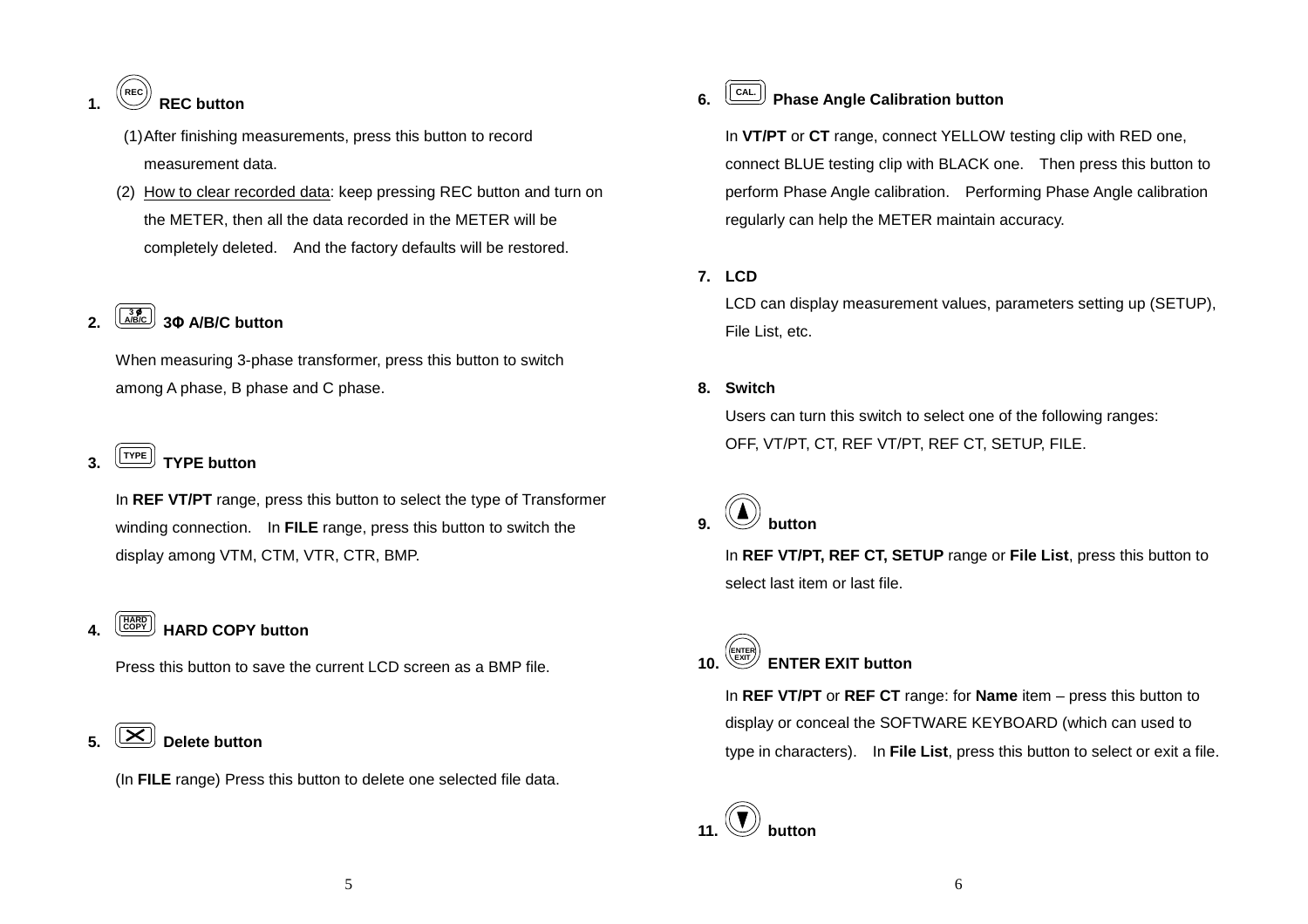1. REC button

    (1) After finishing measurements, press this button to record measurement data.

    (2) How to clear recorded data: keep pressing REC button and turn on the METER, then all the data recorded in the METER will be completely deleted. And the factory defaults will be restored.

2. 3Φ A/B/C button

    When measuring 3-phase transformer, press this button to switch among A phase, B phase and C phase.

3. TYPE button

    In **REF VT/PT** range, press this button to select the type of Transformer winding connection. In **FILE** range, press this button to switch the display among VTM, CTM, VTR, CTR, BMP.

4. HARD COPY button

    Press this button to save the current LCD screen as a BMP file.

5. Delete button

    (In **FILE** range) Press this button to delete one selected file data.

6. CAL. Phase Angle Calibration button

    In **VT/PT** or **CT** range, connect YELLOW testing clip with RED one, connect BLUE testing clip with BLACK one. Then press this button to perform Phase Angle calibration. Performing Phase Angle calibration regularly can help the METER maintain accuracy.

7. **LCD**

    LCD can display measurement values, parameters setting up (SETUP), File List, etc.

8. **Switch**

    Users can turn this switch to select one of the following ranges: OFF, VT/PT, CT, REF VT/PT, REF CT, SETUP, FILE.

9. ▲ button

    In **REF VT/PT, REF CT, SETUP** range or **File List**, press this button to select last item or last file.

10. ENTER EXIT button

    In **REF VT/PT** or **REF CT** range: for **Name** item – press this button to display or conceal the SOFTWARE KEYBOARD (which can used to type in characters). In **File List**, press this button to select or exit a file.

11. ▼ button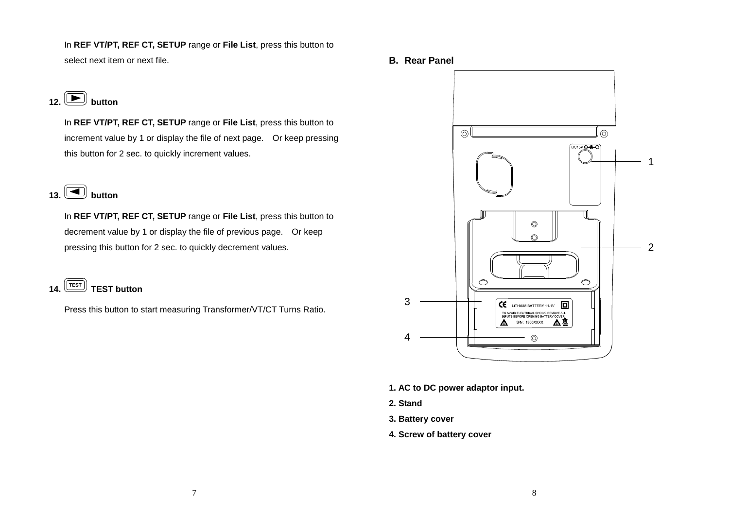In **REF VT/PT, REF CT, SETUP** range or **File List**, press this button to select next item or next file.

**12. ▶ button**

In **REF VT/PT, REF CT, SETUP** range or **File List**, press this button to increment value by 1 or display the file of next page. Or keep pressing this button for 2 sec. to quickly increment values.

**13. ◀ button**

In **REF VT/PT, REF CT, SETUP** range or **File List**, press this button to decrement value by 1 or display the file of previous page. Or keep pressing this button for 2 sec. to quickly decrement values.

**14. TEST TEST button**

Press this button to start measuring Transformer/VT/CT Turns Ratio.

## B. Rear Panel

**1. AC to DC power adaptor input.**

**2. Stand**

**3. Battery cover**

**4. Screw of battery cover**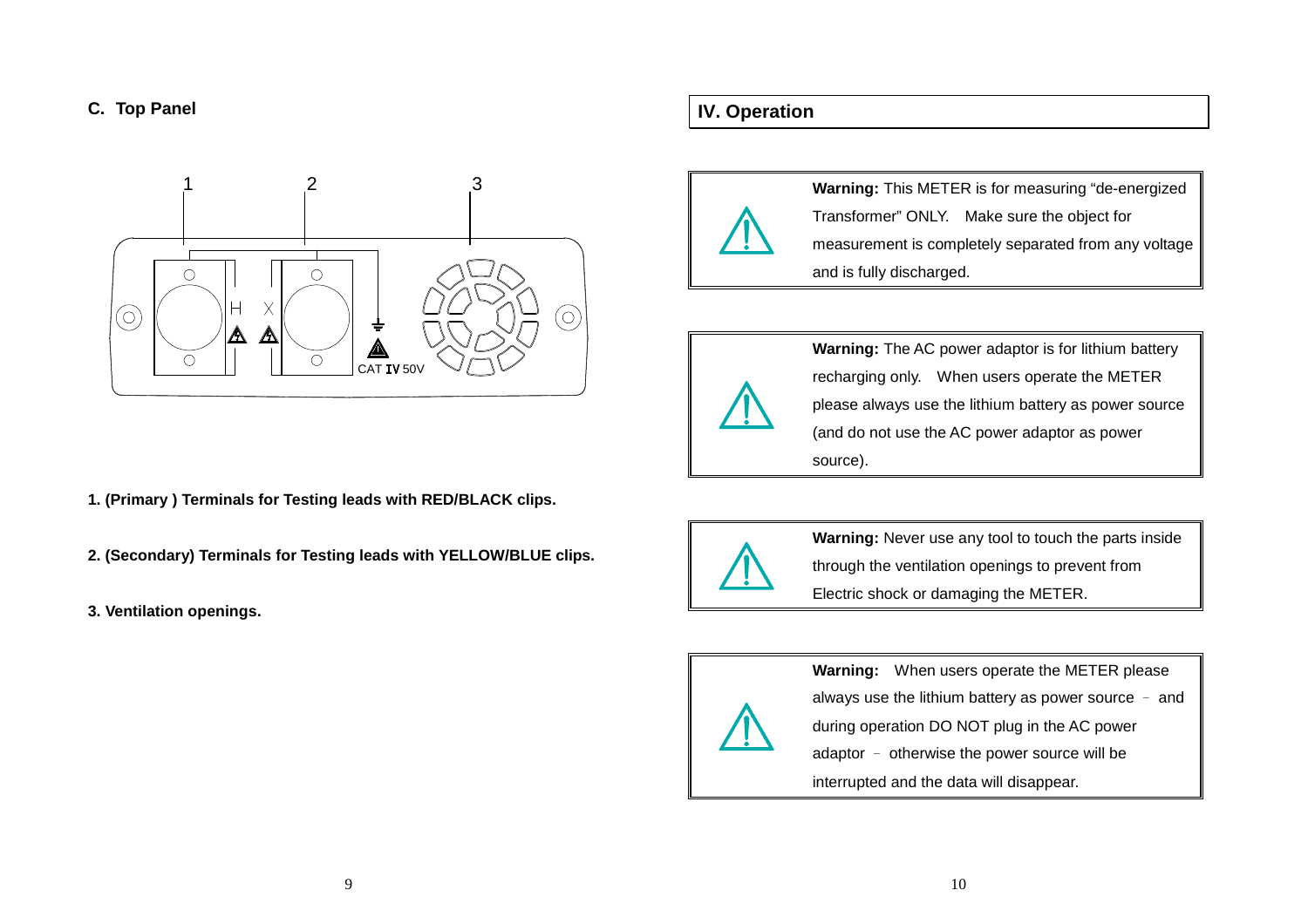### C. Top Panel

1. **(Primary ) Terminals for Testing leads with RED/BLACK clips.**

2. **(Secondary) Terminals for Testing leads with YELLOW/BLUE clips.**

3. **Ventilation openings.**

## IV. Operation

**Warning:** This METER is for measuring “de-energized Transformer” ONLY. Make sure the object for measurement is completely separated from any voltage and is fully discharged.

**Warning:** The AC power adaptor is for lithium battery recharging only. When users operate the METER please always use the lithium battery as power source (and do not use the AC power adaptor as power source).

**Warning:** Never use any tool to touch the parts inside through the ventilation openings to prevent from Electric shock or damaging the METER.

**Warning:** When users operate the METER please always use the lithium battery as power source – and during operation DO NOT plug in the AC power adaptor – otherwise the power source will be interrupted and the data will disappear.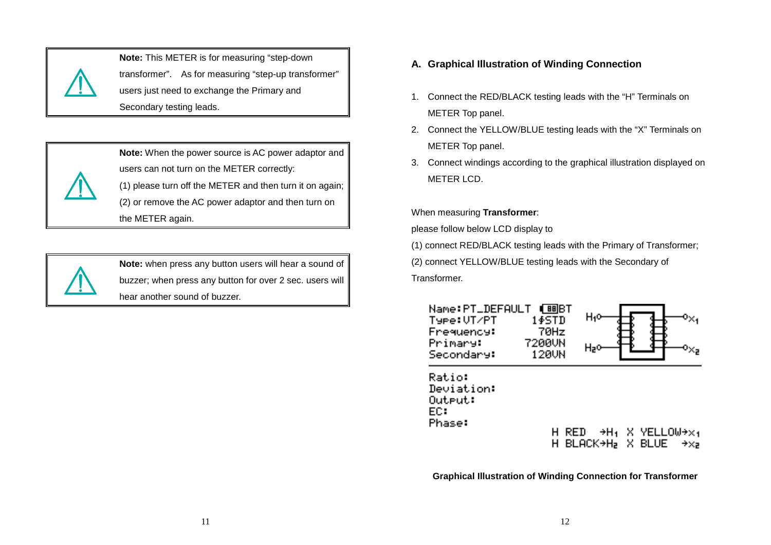> **Note:** This METER is for measuring "step-down transformer". As for measuring "step-up transformer" users just need to exchange the Primary and Secondary testing leads.

> **Note:** When the power source is AC power adaptor and users can not turn on the METER correctly:
> (1) please turn off the METER and then turn it on again;
> (2) or remove the AC power adaptor and then turn on the METER again.

> **Note:** when press any button users will hear a sound of buzzer; when press any button for over 2 sec. users will hear another sound of buzzer.

## A. Graphical Illustration of Winding Connection

1. Connect the RED/BLACK testing leads with the "H" Terminals on METER Top panel.
2. Connect the YELLOW/BLUE testing leads with the "X" Terminals on METER Top panel.
3. Connect windings according to the graphical illustration displayed on METER LCD.

When measuring **Transformer**:

please follow below LCD display to

(1) connect RED/BLACK testing leads with the Primary of Transformer;

(2) connect YELLOW/BLUE testing leads with the Secondary of Transformer.

```
Name:PT_DEFAULT   BT
Type:VT/PT      1ΦSTD
Frequency:       70Hz
Primary:       7200VN
Secondary:      120VN

Ratio:
Deviation:
Output:
EC:
Phase:
                H RED   →H1  X YELLOW→X1
                H BLACK→H2  X BLUE   →X2
```

**Graphical Illustration of Winding Connection for Transformer**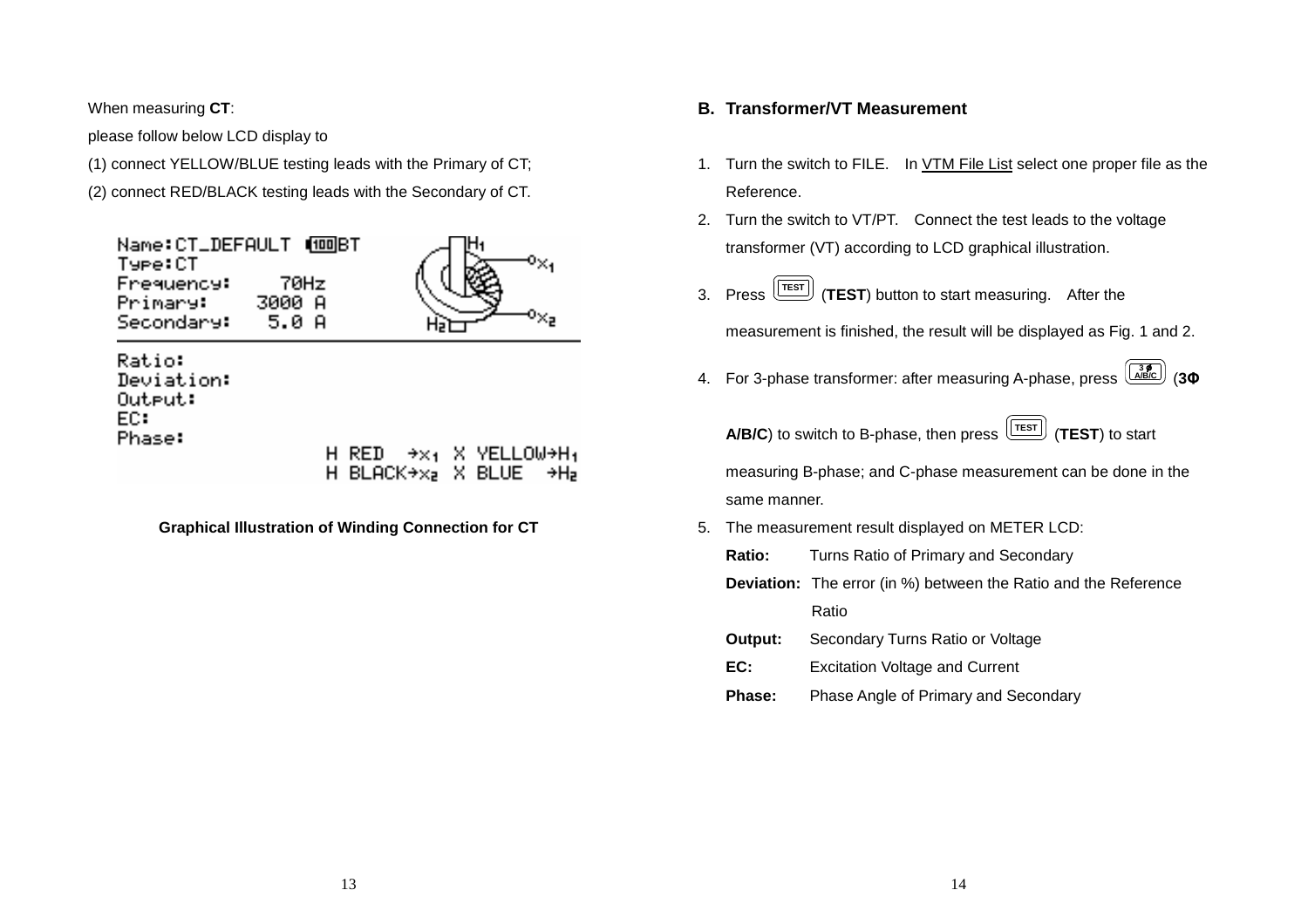When measuring **CT**:

please follow below LCD display to

(1) connect YELLOW/BLUE testing leads with the Primary of CT;

(2) connect RED/BLACK testing leads with the Secondary of CT.

```
Name:CT_DEFAULT  [100]BT
Type:CT
Frequency:     70Hz
Primary:     3000 A
Secondary:    5.0 A
Ratio:
Deviation:
Output:
EC:
Phase:
                    H RED   →X1  X YELLOW→H1
                    H BLACK→X2  X BLUE   →H2
```

**Graphical Illustration of Winding Connection for CT**

## B. Transformer/VT Measurement

1. Turn the switch to FILE. In VTM File List select one proper file as the Reference.
2. Turn the switch to VT/PT. Connect the test leads to the voltage transformer (VT) according to LCD graphical illustration.
3. Press [TEST] (**TEST**) button to start measuring. After the measurement is finished, the result will be displayed as Fig. 1 and 2.
4. For 3-phase transformer: after measuring A-phase, press [3Φ A/B/C] (**3Φ A/B/C**) to switch to B-phase, then press [TEST] (**TEST**) to start measuring B-phase; and C-phase measurement can be done in the same manner.
5. The measurement result displayed on METER LCD:

   **Ratio:** Turns Ratio of Primary and Secondary

   **Deviation:** The error (in %) between the Ratio and the Reference Ratio

   **Output:** Secondary Turns Ratio or Voltage

   **EC:** Excitation Voltage and Current

   **Phase:** Phase Angle of Primary and Secondary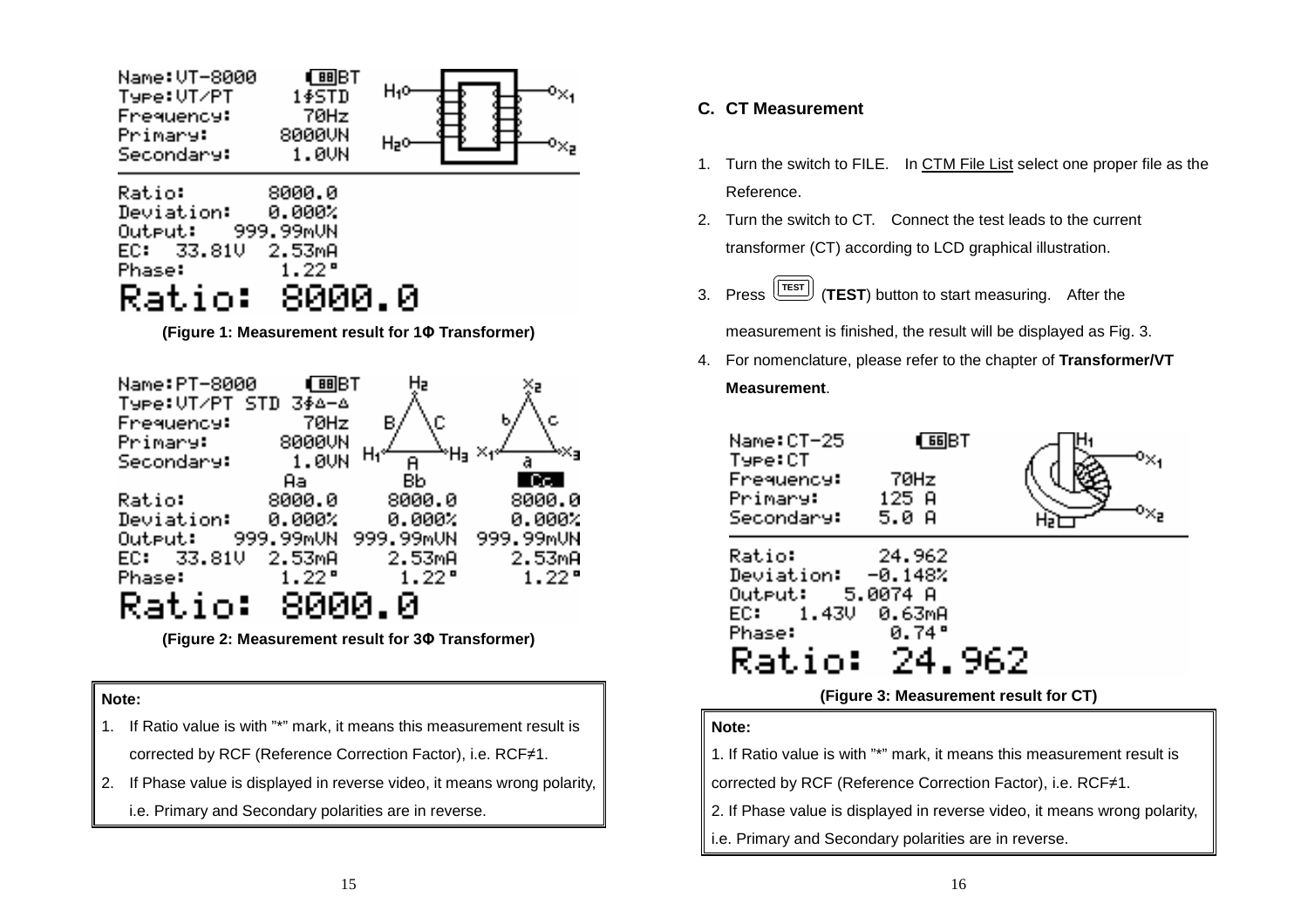Name:VT-8000
Type:VT/PT 1ΦSTD
Frequency: 70Hz
Primary: 8000VN
Secondary: 1.0VN

Ratio: 8000.0
Deviation: 0.000%
Output: 999.99mVN
EC: 33.81V 2.53mA
Phase: 1.22°
Ratio: 8000.0

**(Figure 1: Measurement result for 1Φ Transformer)**

Name:PT-8000
Type:VT/PT STD 3ΦΔ-Δ
Frequency: 70Hz
Primary: 8000VN
Secondary: 1.0VN

| | Aa | Bb | Cc |
|---|---|---|---|
| Ratio: | 8000.0 | 8000.0 | 8000.0 |
| Deviation: | 0.000% | 0.000% | 0.000% |
| Output: | 999.99mVN | 999.99mVN | 999.99mVN |
| EC: 33.81V | 2.53mA | 2.53mA | 2.53mA |
| Phase: | 1.22° | 1.22° | 1.22° |

Ratio: 8000.0

**(Figure 2: Measurement result for 3Φ Transformer)**

**Note:**

1. If Ratio value is with "*" mark, it means this measurement result is corrected by RCF (Reference Correction Factor), i.e. RCF≠1.
2. If Phase value is displayed in reverse video, it means wrong polarity, i.e. Primary and Secondary polarities are in reverse.

## C. CT Measurement

1. Turn the switch to FILE. In CTM File List select one proper file as the Reference.
2. Turn the switch to CT. Connect the test leads to the current transformer (CT) according to LCD graphical illustration.
3. Press TEST (**TEST**) button to start measuring. After the measurement is finished, the result will be displayed as Fig. 3.
4. For nomenclature, please refer to the chapter of **Transformer/VT Measurement**.

Name:CT-25
Type:CT
Frequency: 70Hz
Primary: 125 A
Secondary: 5.0 A

Ratio: 24.962
Deviation: -0.148%
Output: 5.0074 A
EC: 1.43V 0.63mA
Phase: 0.74°
Ratio: 24.962

**(Figure 3: Measurement result for CT)**

**Note:**

1. If Ratio value is with "*" mark, it means this measurement result is corrected by RCF (Reference Correction Factor), i.e. RCF≠1.
2. If Phase value is displayed in reverse video, it means wrong polarity, i.e. Primary and Secondary polarities are in reverse.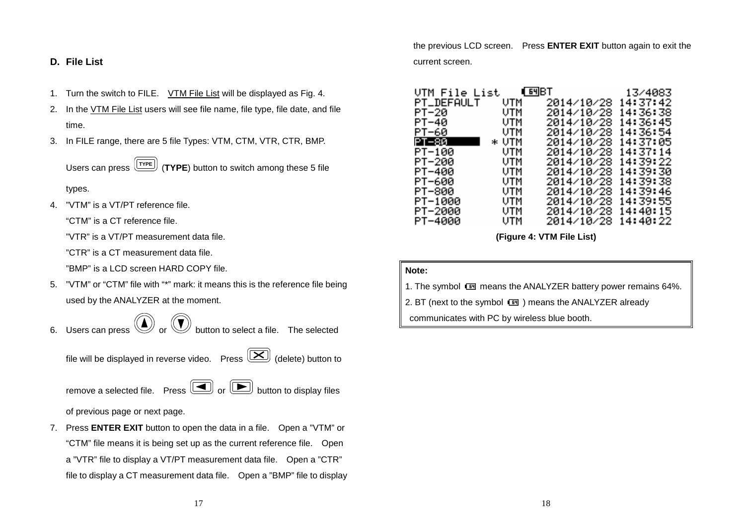## D. File List

1. Turn the switch to FILE. VTM File List will be displayed as Fig. 4.
2. In the VTM File List users will see file name, file type, file date, and file time.
3. In FILE range, there are 5 file Types: VTM, CTM, VTR, CTR, BMP. Users can press TYPE (**TYPE**) button to switch among these 5 file types.
4. "VTM" is a VT/PT reference file.
   "CTM" is a CT reference file.
   "VTR" is a VT/PT measurement data file.
   "CTR" is a CT measurement data file.
   "BMP" is a LCD screen HARD COPY file.
5. "VTM" or "CTM" file with "*" mark: it means this is the reference file being used by the ANALYZER at the moment.
6. Users can press ▲ or ▼ button to select a file. The selected file will be displayed in reverse video. Press ☒ (delete) button to remove a selected file. Press ◄ or ► button to display files of previous page or next page.
7. Press **ENTER EXIT** button to open the data in a file. Open a "VTM" or "CTM" file means it is being set up as the current reference file. Open a "VTR" file to display a VT/PT measurement data file. Open a "CTR" file to display a CT measurement data file. Open a "BMP" file to display the previous LCD screen. Press **ENTER EXIT** button again to exit the current screen.

```
VTM File List    [64]BT          13/4083
PT_DEFAULT    VTM   2014/10/28 14:37:42
PT-20         VTM   2014/10/28 14:36:38
PT-40         VTM   2014/10/28 14:36:45
PT-60         VTM   2014/10/28 14:36:54
PT-80       * VTM   2014/10/28 14:37:05
PT-100        VTM   2014/10/28 14:37:14
PT-200        VTM   2014/10/28 14:39:22
PT-400        VTM   2014/10/28 14:39:30
PT-600        VTM   2014/10/28 14:39:38
PT-800        VTM   2014/10/28 14:39:46
PT-1000       VTM   2014/10/28 14:39:55
PT-2000       VTM   2014/10/28 14:40:15
PT-4000       VTM   2014/10/28 14:40:22
```

**(Figure 4: VTM File List)**

**Note:**

1. The symbol [64] means the ANALYZER battery power remains 64%.
2. BT (next to the symbol [64] ) means the ANALYZER already communicates with PC by wireless blue booth.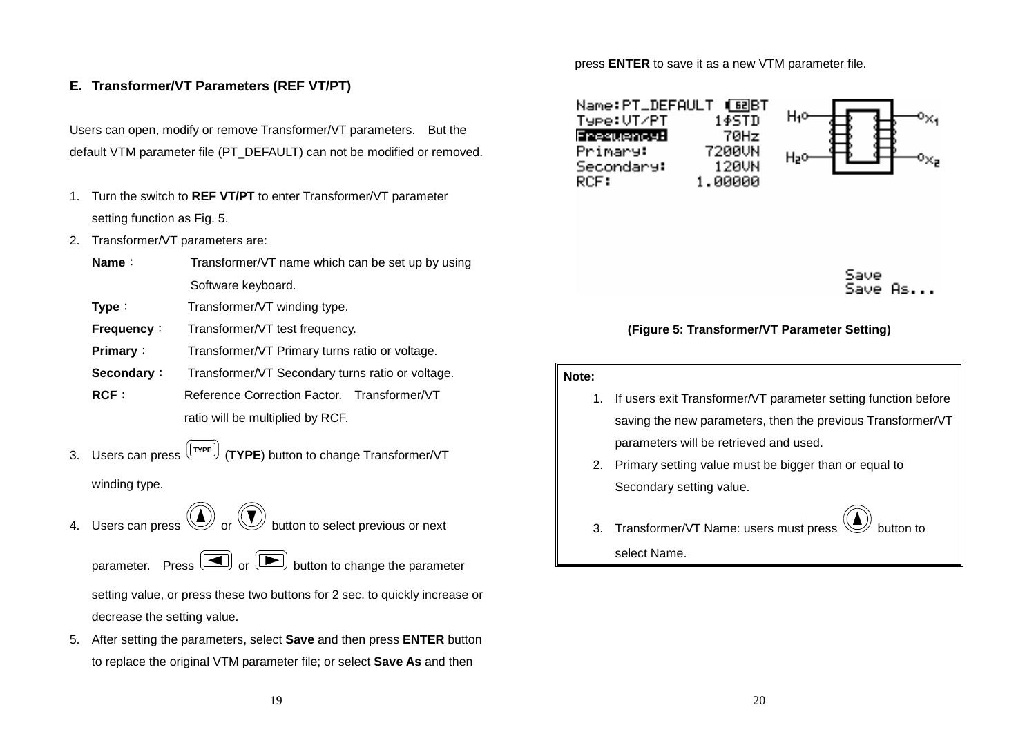## E. Transformer/VT Parameters (REF VT/PT)

Users can open, modify or remove Transformer/VT parameters. But the default VTM parameter file (PT_DEFAULT) can not be modified or removed.

1. Turn the switch to **REF VT/PT** to enter Transformer/VT parameter setting function as Fig. 5.
2. Transformer/VT parameters are:
   - **Name**： Transformer/VT name which can be set up by using Software keyboard.
   - **Type**： Transformer/VT winding type.
   - **Frequency**： Transformer/VT test frequency.
   - **Primary**： Transformer/VT Primary turns ratio or voltage.
   - **Secondary**： Transformer/VT Secondary turns ratio or voltage.
   - **RCF**： Reference Correction Factor. Transformer/VT ratio will be multiplied by RCF.
3. Users can press [TYPE] (**TYPE**) button to change Transformer/VT winding type.
4. Users can press [▲] or [▼] button to select previous or next parameter. Press [◄] or [►] button to change the parameter setting value, or press these two buttons for 2 sec. to quickly increase or decrease the setting value.
5. After setting the parameters, select **Save** and then press **ENTER** button to replace the original VTM parameter file; or select **Save As** and then press **ENTER** to save it as a new VTM parameter file.

```
Name:PT_DEFAULT   62 BT
Type:VT/PT        1φSTD
Frequency:         70Hz
Primary:         7200VN
Secondary:        120VN
RCF:            1.00000

                                   Save
                                   Save As...
```

**(Figure 5: Transformer/VT Parameter Setting)**

**Note:**

1. If users exit Transformer/VT parameter setting function before saving the new parameters, then the previous Transformer/VT parameters will be retrieved and used.
2. Primary setting value must be bigger than or equal to Secondary setting value.
3. Transformer/VT Name: users must press [▲] button to select Name.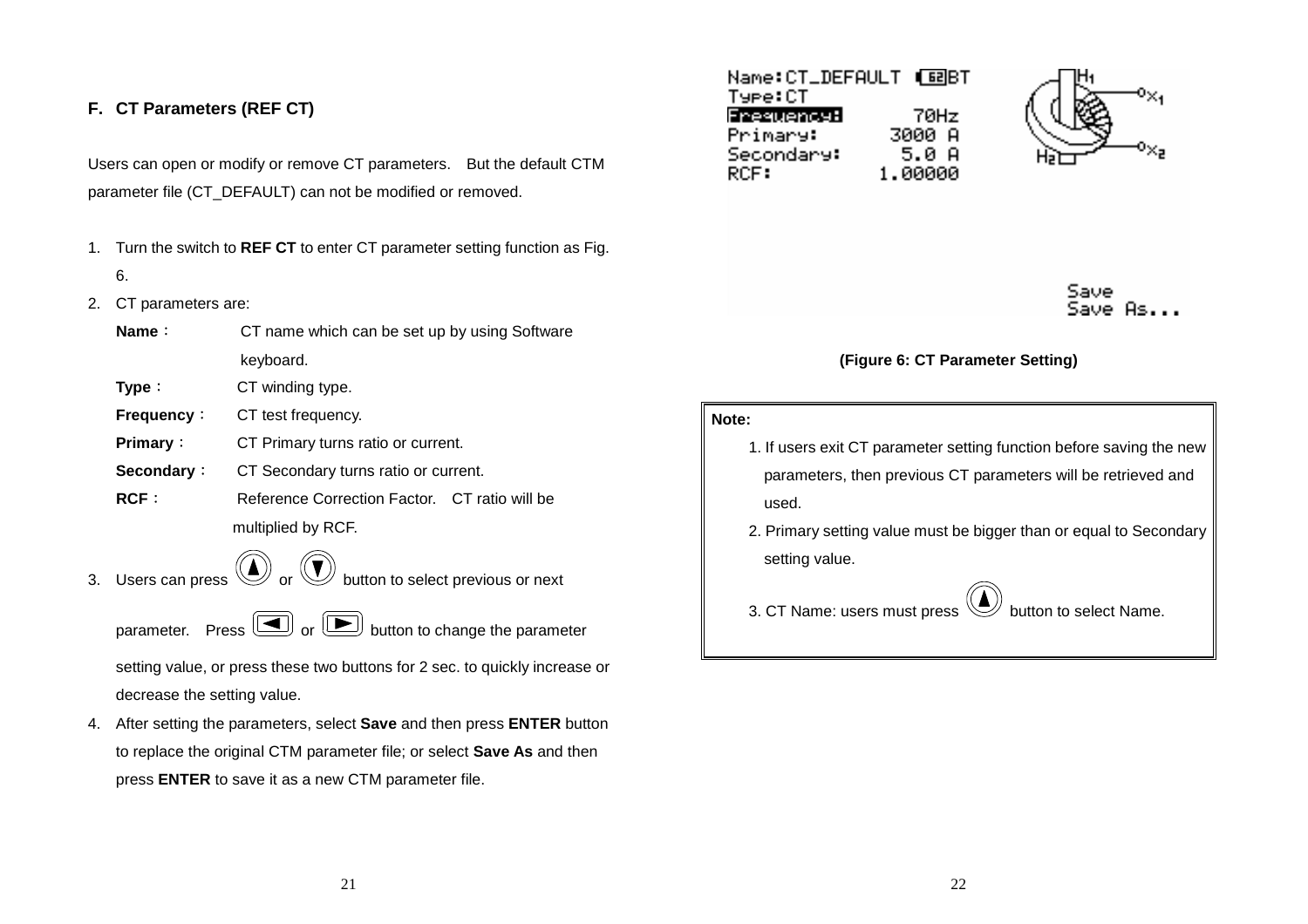### F. CT Parameters (REF CT)

Users can open or modify or remove CT parameters. But the default CTM parameter file (CT_DEFAULT) can not be modified or removed.

1. Turn the switch to **REF CT** to enter CT parameter setting function as Fig. 6.
2. CT parameters are:
   - **Name**： CT name which can be set up by using Software keyboard.
   - **Type**： CT winding type.
   - **Frequency**： CT test frequency.
   - **Primary**： CT Primary turns ratio or current.
   - **Secondary**： CT Secondary turns ratio or current.
   - **RCF**： Reference Correction Factor. CT ratio will be multiplied by RCF.
3. Users can press ▲ or ▼ button to select previous or next parameter. Press ◄ or ► button to change the parameter setting value, or press these two buttons for 2 sec. to quickly increase or decrease the setting value.
4. After setting the parameters, select **Save** and then press **ENTER** button to replace the original CTM parameter file; or select **Save As** and then press **ENTER** to save it as a new CTM parameter file.

```
Name:CT_DEFAULT  62 BT
Type:CT
Frequency:        70Hz
Primary:        3000 A
Secondary:       5.0 A
RCF:          1.00000

                           Save
                           Save As...
```

**(Figure 6: CT Parameter Setting)**

**Note:**

1. If users exit CT parameter setting function before saving the new parameters, then previous CT parameters will be retrieved and used.
2. Primary setting value must be bigger than or equal to Secondary setting value.
3. CT Name: users must press ▲ button to select Name.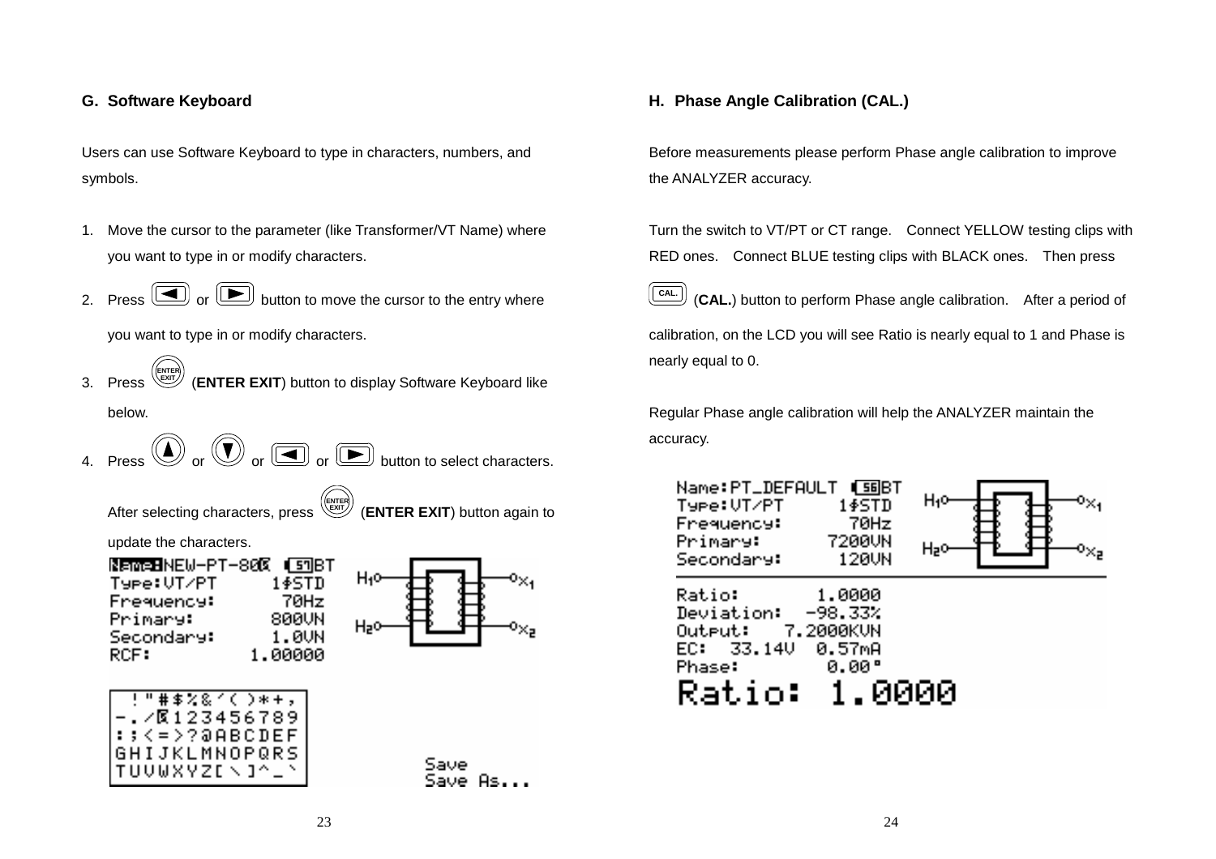## G. Software Keyboard

Users can use Software Keyboard to type in characters, numbers, and symbols.

1. Move the cursor to the parameter (like Transformer/VT Name) where you want to type in or modify characters.
2. Press ◄ or ► button to move the cursor to the entry where you want to type in or modify characters.
3. Press ENTER EXIT (**ENTER EXIT**) button to display Software Keyboard like below.
4. Press ▲ or ▼ or ◄ or ► button to select characters. After selecting characters, press ENTER EXIT (**ENTER EXIT**) button again to update the characters.

```
Name:NEW-PT-80X  [57]BT
Type:VT/PT       1#STD
Frequency:        70Hz
Primary:         800VN
Secondary:       1.0VN
RCF:           1.00000

 !"#$%&'()*+,
-./X123456789
:;<=>?@ABCDEF
GHIJKLMNOPQRS
TUVWXYZ[\]^_`
                         Save
                         Save As...
```

## H. Phase Angle Calibration (CAL.)

Before measurements please perform Phase angle calibration to improve the ANALYZER accuracy.

Turn the switch to VT/PT or CT range. Connect YELLOW testing clips with RED ones. Connect BLUE testing clips with BLACK ones. Then press CAL. (**CAL.**) button to perform Phase angle calibration. After a period of calibration, on the LCD you will see Ratio is nearly equal to 1 and Phase is nearly equal to 0.

Regular Phase angle calibration will help the ANALYZER maintain the accuracy.

```
Name:PT_DEFAULT  [56]BT
Type:VT/PT       1#STD
Frequency:        70Hz
Primary:        7200VN
Secondary:       120VN

Ratio:        1.0000
Deviation:   -98.33%
Output:    7.2000KVN
EC:   33.14V   0.57mA
Phase:          0.00°
Ratio:  1.0000
```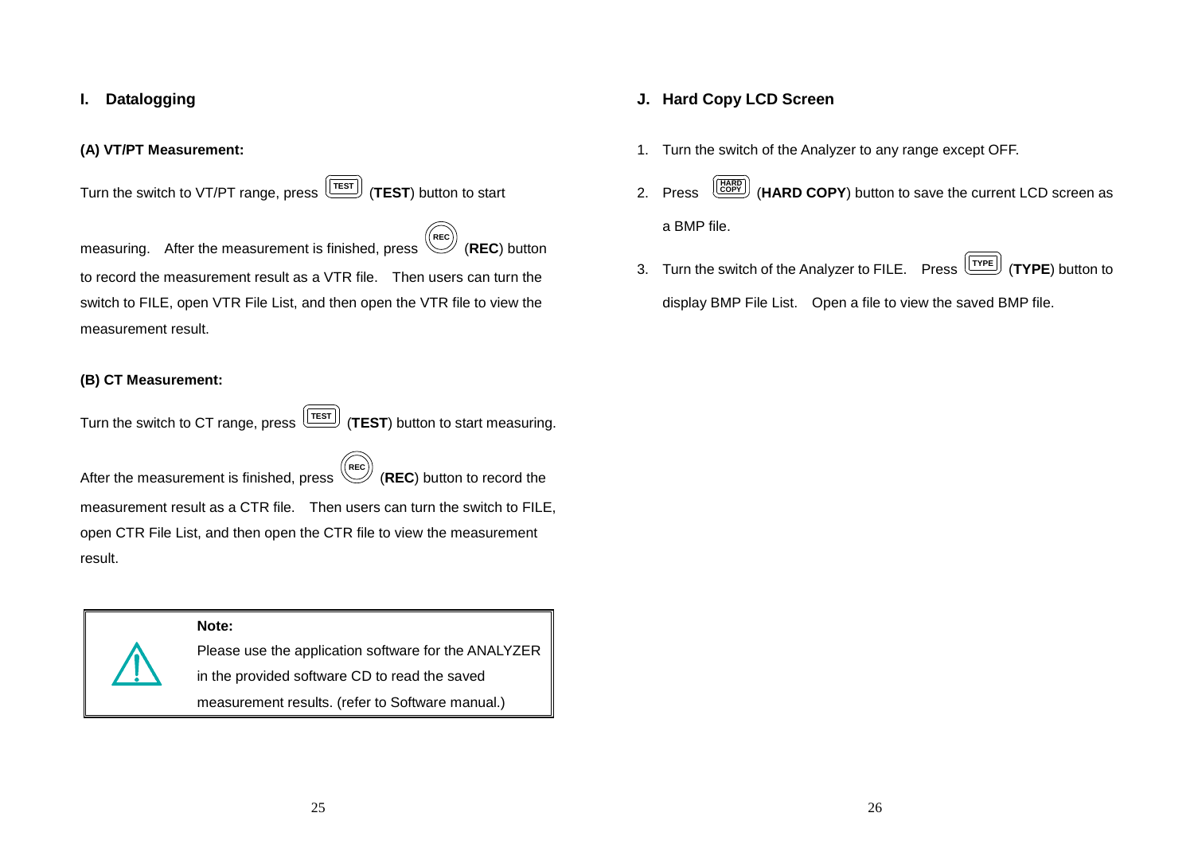## I. Datalogging

### (A) VT/PT Measurement:

Turn the switch to VT/PT range, press TEST (**TEST**) button to start measuring. After the measurement is finished, press REC (**REC**) button to record the measurement result as a VTR file. Then users can turn the switch to FILE, open VTR File List, and then open the VTR file to view the measurement result.

### (B) CT Measurement:

Turn the switch to CT range, press TEST (**TEST**) button to start measuring. After the measurement is finished, press REC (**REC**) button to record the measurement result as a CTR file. Then users can turn the switch to FILE, open CTR File List, and then open the CTR file to view the measurement result.

> **Note:**
> Please use the application software for the ANALYZER in the provided software CD to read the saved measurement results. (refer to Software manual.)

## J. Hard Copy LCD Screen

1. Turn the switch of the Analyzer to any range except OFF.
2. Press HARD COPY (**HARD COPY**) button to save the current LCD screen as a BMP file.
3. Turn the switch of the Analyzer to FILE. Press TYPE (**TYPE**) button to display BMP File List. Open a file to view the saved BMP file.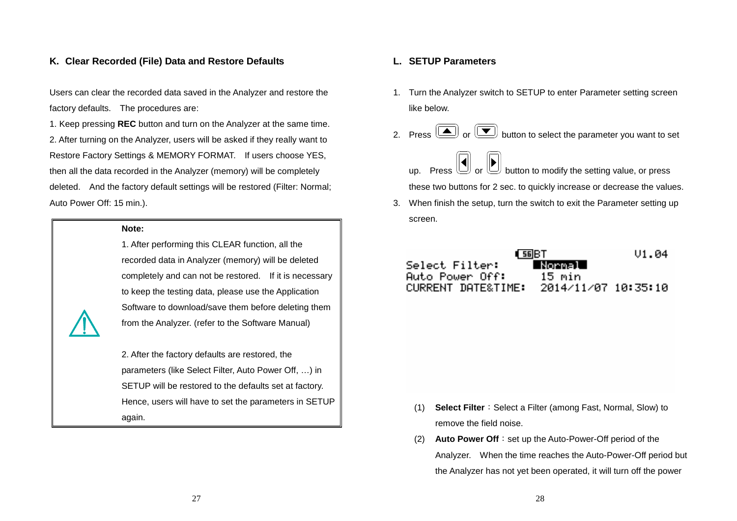## K. Clear Recorded (File) Data and Restore Defaults

Users can clear the recorded data saved in the Analyzer and restore the factory defaults. The procedures are:

1. Keep pressing **REC** button and turn on the Analyzer at the same time.
2. After turning on the Analyzer, users will be asked if they really want to Restore Factory Settings & MEMORY FORMAT. If users choose YES, then all the data recorded in the Analyzer (memory) will be completely deleted. And the factory default settings will be restored (Filter: Normal; Auto Power Off: 15 min.).

> ⚠ **Note:**
>
> 1. After performing this CLEAR function, all the recorded data in Analyzer (memory) will be deleted completely and can not be restored. If it is necessary to keep the testing data, please use the Application Software to download/save them before deleting them from the Analyzer. (refer to the Software Manual)
>
> 2. After the factory defaults are restored, the parameters (like Select Filter, Auto Power Off, …) in SETUP will be restored to the defaults set at factory. Hence, users will have to set the parameters in SETUP again.

## L. SETUP Parameters

1. Turn the Analyzer switch to SETUP to enter Parameter setting screen like below.
2. Press ▲ or ▼ button to select the parameter you want to set up. Press ◀ or ▶ button to modify the setting value, or press these two buttons for 2 sec. to quickly increase or decrease the values.
3. When finish the setup, turn the switch to exit the Parameter setting up screen.

```
                 56 BT              V1.04
Select Filter:     Normal
Auto Power Off:    15 min
CURRENT DATE&TIME: 2014/11/07 10:35:10
```

(1) **Select Filter**：Select a Filter (among Fast, Normal, Slow) to remove the field noise.

(2) **Auto Power Off**：set up the Auto-Power-Off period of the Analyzer. When the time reaches the Auto-Power-Off period but the Analyzer has not yet been operated, it will turn off the power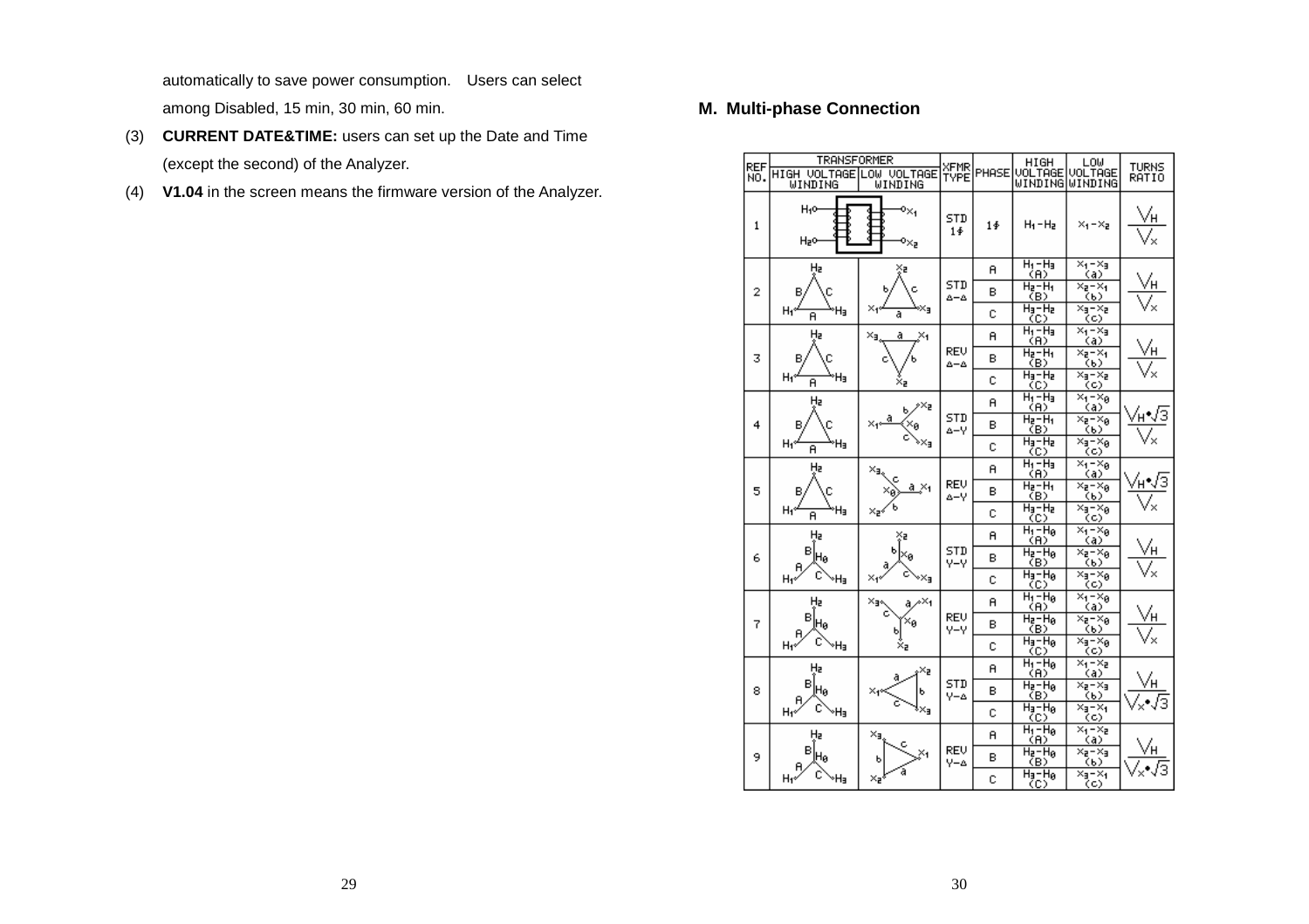automatically to save power consumption.  Users can select among Disabled, 15 min, 30 min, 60 min.

(3) **CURRENT DATE&TIME:** users can set up the Date and Time (except the second) of the Analyzer.

(4) **V1.04** in the screen means the firmware version of the Analyzer.

## M. Multi-phase Connection

| REF NO. | TRANSFORMER | | XFMR TYPE | PHASE | HIGH VOLTAGE WINDING | LOW VOLTAGE WINDING | TURNS RATIO |
|---|---|---|---|---|---|---|---|
| | HIGH VOLTAGE WINDING | LOW VOLTAGE WINDING | | | | | |
| 1 | | | STD 1∮ | 1∮ | $H_1-H_2$ | $X_1-X_2$ | $\frac{V_H}{V_X}$ |
| 2 | | | STD Δ-Δ | A | $H_1-H_3$ (A) | $X_1-X_3$ (a) | $\frac{V_H}{V_X}$ |
| | | | | B | $H_2-H_1$ (B) | $X_2-X_1$ (b) | |
| | | | | C | $H_3-H_2$ (C) | $X_3-X_2$ (c) | |
| 3 | | | REV Δ-Δ | A | $H_1-H_3$ (A) | $X_1-X_3$ (a) | $\frac{V_H}{V_X}$ |
| | | | | B | $H_2-H_1$ (B) | $X_2-X_1$ (b) | |
| | | | | C | $H_3-H_2$ (C) | $X_3-X_2$ (c) | |
| 4 | | | STD Δ-Y | A | $H_1-H_3$ (A) | $X_1-X_0$ (a) | $\frac{V_H \cdot \sqrt{3}}{V_X}$ |
| | | | | B | $H_2-H_1$ (B) | $X_2-X_0$ (b) | |
| | | | | C | $H_3-H_2$ (C) | $X_3-X_0$ (c) | |
| 5 | | | REV Δ-Y | A | $H_1-H_3$ (A) | $X_1-X_0$ (a) | $\frac{V_H \cdot \sqrt{3}}{V_X}$ |
| | | | | B | $H_2-H_1$ (B) | $X_2-X_0$ (b) | |
| | | | | C | $H_3-H_2$ (C) | $X_3-X_0$ (c) | |
| 6 | | | STD Y-Y | A | $H_1-H_0$ (A) | $X_1-X_0$ (a) | $\frac{V_H}{V_X}$ |
| | | | | B | $H_2-H_0$ (B) | $X_2-X_0$ (b) | |
| | | | | C | $H_3-H_0$ (C) | $X_3-X_0$ (c) | |
| 7 | | | REV Y-Y | A | $H_1-H_0$ (A) | $X_1-X_0$ (a) | $\frac{V_H}{V_X}$ |
| | | | | B | $H_2-H_0$ (B) | $X_2-X_0$ (b) | |
| | | | | C | $H_3-H_0$ (C) | $X_3-X_0$ (c) | |
| 8 | | | STD Y-Δ | A | $H_1-H_0$ (A) | $X_1-X_2$ (a) | $\frac{V_H}{V_X \cdot \sqrt{3}}$ |
| | | | | B | $H_2-H_0$ (B) | $X_2-X_3$ (b) | |
| | | | | C | $H_3-H_0$ (C) | $X_3-X_1$ (c) | |
| 9 | | | REV Y-Δ | A | $H_1-H_0$ (A) | $X_1-X_2$ (a) | $\frac{V_H}{V_X \cdot \sqrt{3}}$ |
| | | | | B | $H_2-H_0$ (B) | $X_2-X_3$ (b) | |
| | | | | C | $H_3-H_0$ (C) | $X_3-X_1$ (c) | |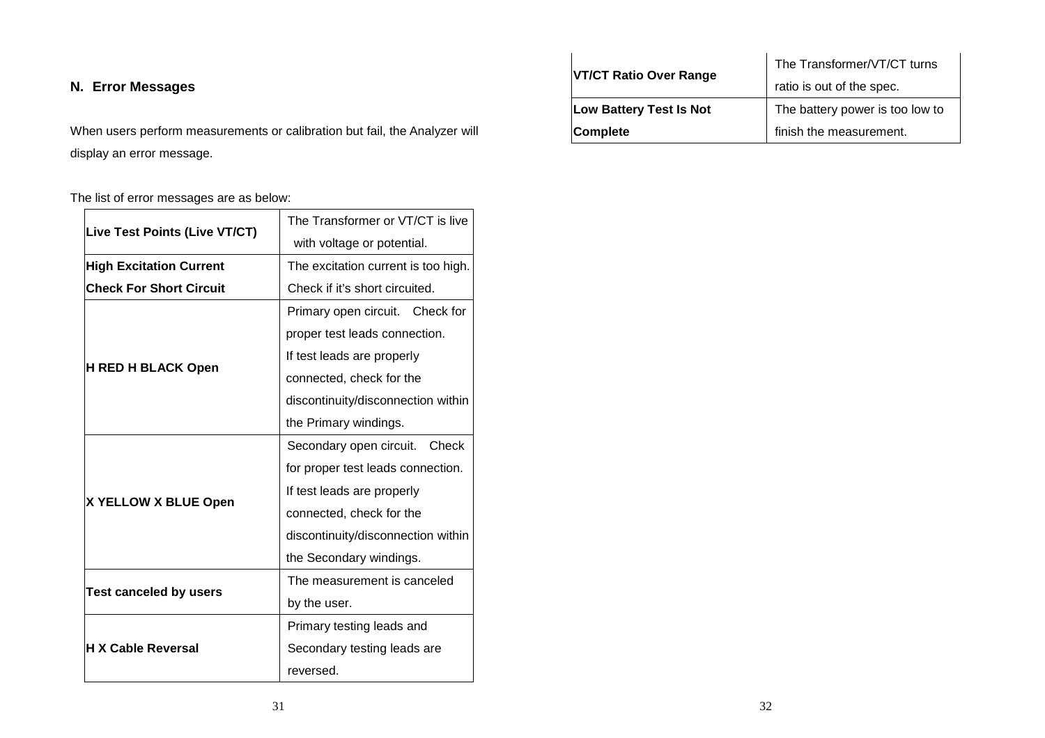## N. Error Messages

When users perform measurements or calibration but fail, the Analyzer will display an error message.

The list of error messages are as below:

| Error Message | Description |
|---|---|
| **Live Test Points (Live VT/CT)** | The Transformer or VT/CT is live with voltage or potential. |
| **High Excitation Current Check For Short Circuit** | The excitation current is too high. Check if it's short circuited. |
| **H RED H BLACK Open** | Primary open circuit. Check for proper test leads connection. If test leads are properly connected, check for the discontinuity/disconnection within the Primary windings. |
| **X YELLOW X BLUE Open** | Secondary open circuit. Check for proper test leads connection. If test leads are properly connected, check for the discontinuity/disconnection within the Secondary windings. |
| **Test canceled by users** | The measurement is canceled by the user. |
| **H X Cable Reversal** | Primary testing leads and Secondary testing leads are reversed. |
| **VT/CT Ratio Over Range** | The Transformer/VT/CT turns ratio is out of the spec. |
| **Low Battery Test Is Not Complete** | The battery power is too low to finish the measurement. |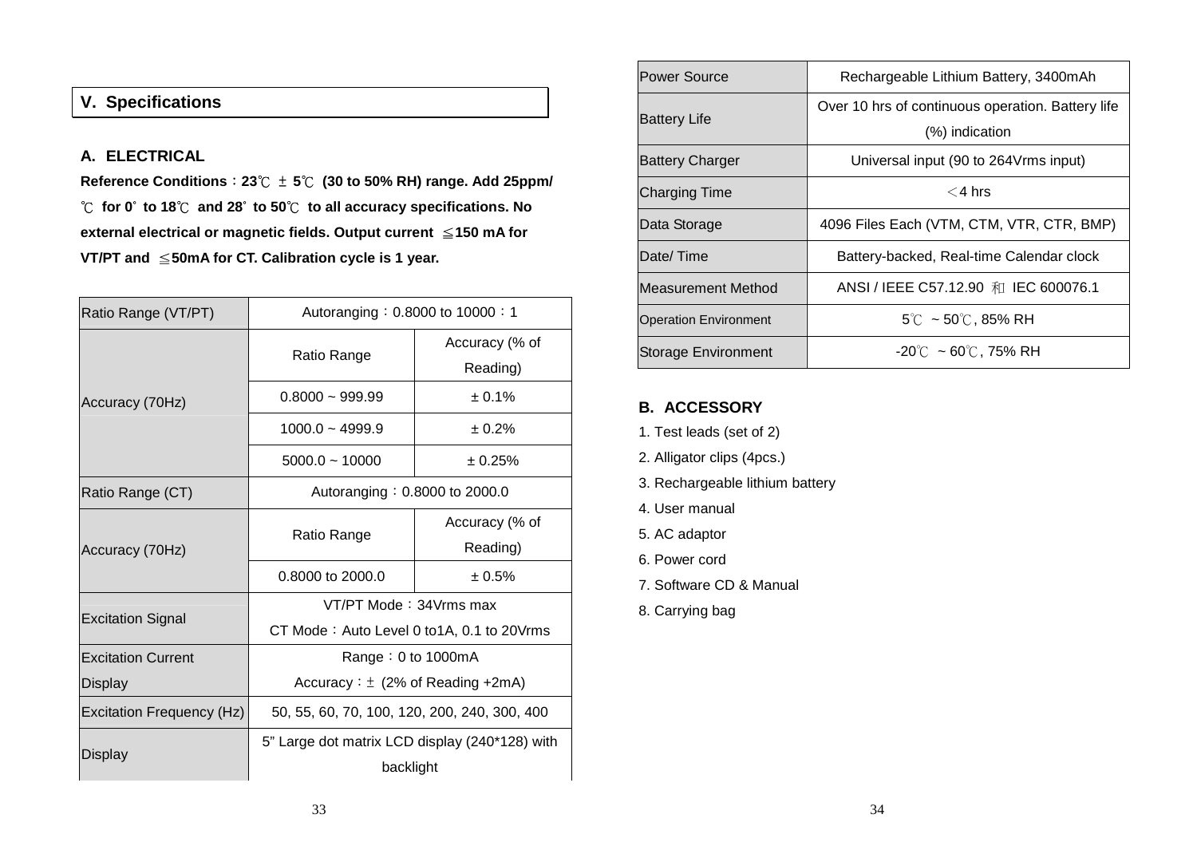## V. Specifications

### A. ELECTRICAL

**Reference Conditions：23℃ ± 5℃ (30 to 50% RH) range. Add 25ppm/℃ for 0° to 18℃ and 28° to 50℃ to all accuracy specifications. No external electrical or magnetic fields. Output current ≦150 mA for VT/PT and ≦50mA for CT. Calibration cycle is 1 year.**

| Ratio Range (VT/PT) | Autoranging：0.8000 to 10000：1 | |
|---|---|---|
| Accuracy (70Hz) | Ratio Range | Accuracy (% of Reading) |
| | 0.8000 ~ 999.99 | ± 0.1% |
| | 1000.0 ~ 4999.9 | ± 0.2% |
| | 5000.0 ~ 10000 | ± 0.25% |
| Ratio Range (CT) | Autoranging：0.8000 to 2000.0 | |
| Accuracy (70Hz) | Ratio Range | Accuracy (% of Reading) |
| | 0.8000 to 2000.0 | ± 0.5% |
| Excitation Signal | VT/PT Mode：34Vrms max<br>CT Mode：Auto Level 0 to1A, 0.1 to 20Vrms | |
| Excitation Current Display | Range：0 to 1000mA<br>Accuracy：± (2% of Reading +2mA) | |
| Excitation Frequency (Hz) | 50, 55, 60, 70, 100, 120, 200, 240, 300, 400 | |
| Display | 5" Large dot matrix LCD display (240*128) with backlight | |

| Power Source | Rechargeable Lithium Battery, 3400mAh |
|---|---|
| Battery Life | Over 10 hrs of continuous operation. Battery life (%) indication |
| Battery Charger | Universal input (90 to 264Vrms input) |
| Charging Time | ＜4 hrs |
| Data Storage | 4096 Files Each (VTM, CTM, VTR, CTR, BMP) |
| Date/ Time | Battery-backed, Real-time Calendar clock |
| Measurement Method | ANSI / IEEE C57.12.90 和 IEC 600076.1 |
| Operation Environment | 5℃ ~ 50℃, 85% RH |
| Storage Environment | -20℃ ~ 60℃, 75% RH |

### B. ACCESSORY

1. Test leads (set of 2)
2. Alligator clips (4pcs.)
3. Rechargeable lithium battery
4. User manual
5. AC adaptor
6. Power cord
7. Software CD & Manual
8. Carrying bag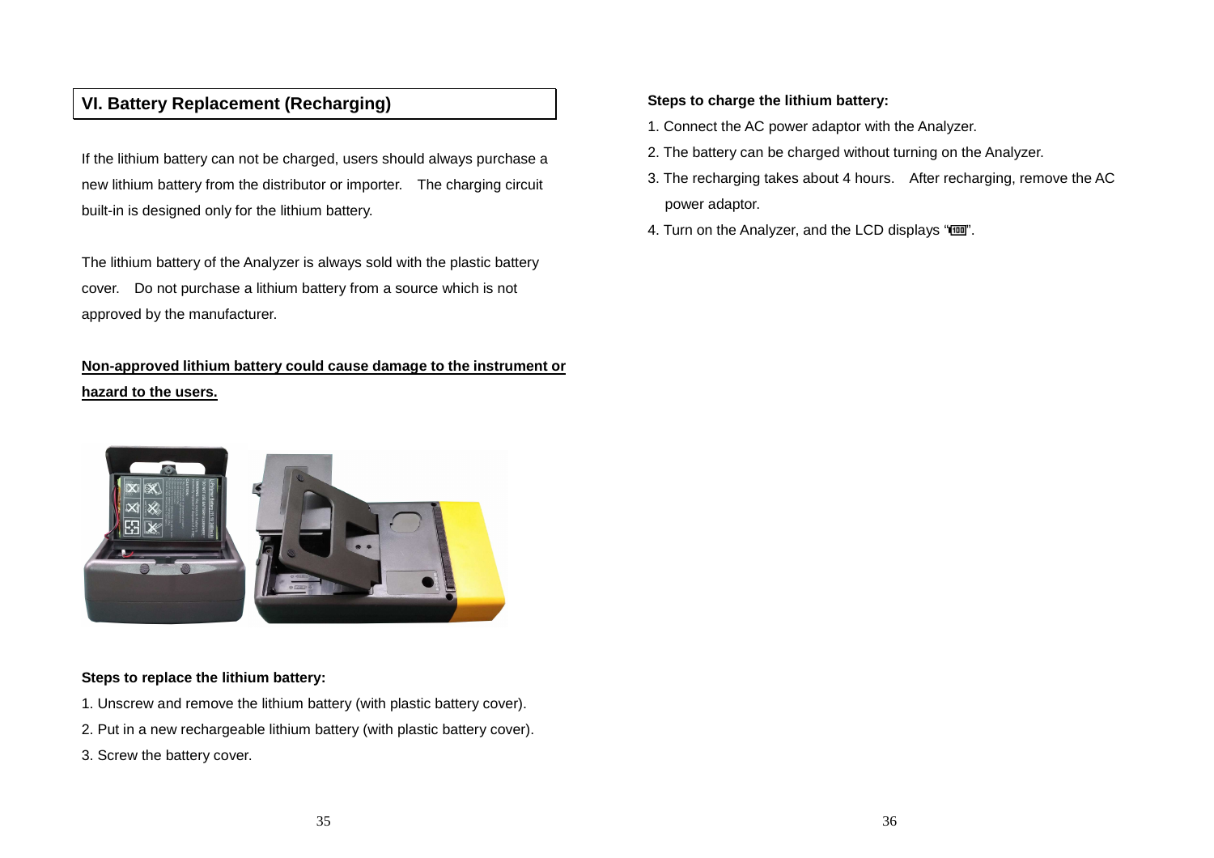## VI. Battery Replacement (Recharging)

If the lithium battery can not be charged, users should always purchase a new lithium battery from the distributor or importer. The charging circuit built-in is designed only for the lithium battery.

The lithium battery of the Analyzer is always sold with the plastic battery cover. Do not purchase a lithium battery from a source which is not approved by the manufacturer.

**Non-approved lithium battery could cause damage to the instrument or hazard to the users.**

**Steps to replace the lithium battery:**

1. Unscrew and remove the lithium battery (with plastic battery cover).
2. Put in a new rechargeable lithium battery (with plastic battery cover).
3. Screw the battery cover.

**Steps to charge the lithium battery:**

1. Connect the AC power adaptor with the Analyzer.
2. The battery can be charged without turning on the Analyzer.
3. The recharging takes about 4 hours. After recharging, remove the AC power adaptor.
4. Turn on the Analyzer, and the LCD displays "100".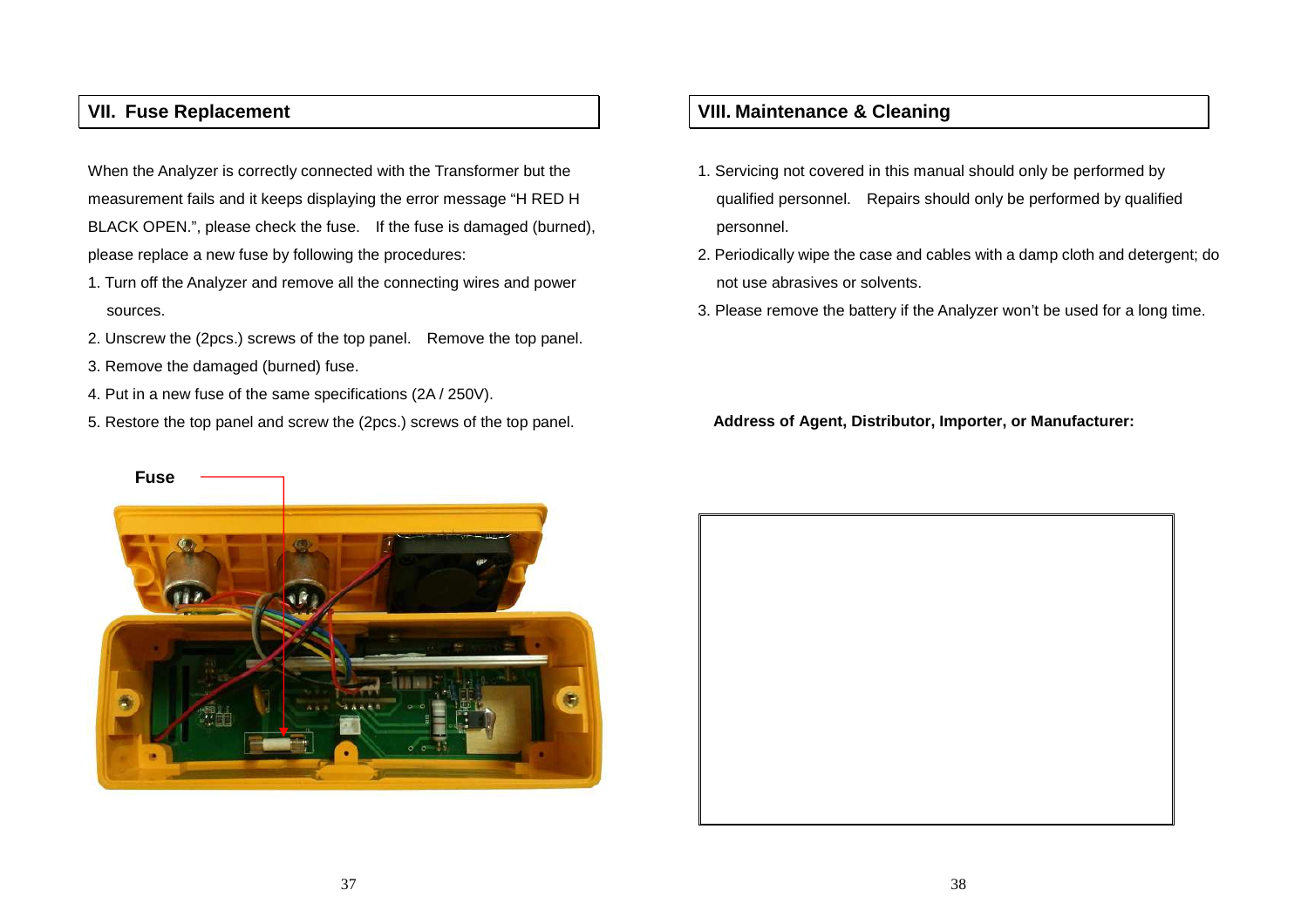## VII. Fuse Replacement

When the Analyzer is correctly connected with the Transformer but the measurement fails and it keeps displaying the error message "H RED H BLACK OPEN.", please check the fuse. If the fuse is damaged (burned), please replace a new fuse by following the procedures:

1. Turn off the Analyzer and remove all the connecting wires and power sources.
2. Unscrew the (2pcs.) screws of the top panel. Remove the top panel.
3. Remove the damaged (burned) fuse.
4. Put in a new fuse of the same specifications (2A / 250V).
5. Restore the top panel and screw the (2pcs.) screws of the top panel.

Fuse

## VIII. Maintenance & Cleaning

1. Servicing not covered in this manual should only be performed by qualified personnel. Repairs should only be performed by qualified personnel.
2. Periodically wipe the case and cables with a damp cloth and detergent; do not use abrasives or solvents.
3. Please remove the battery if the Analyzer won't be used for a long time.

**Address of Agent, Distributor, Importer, or Manufacturer:**